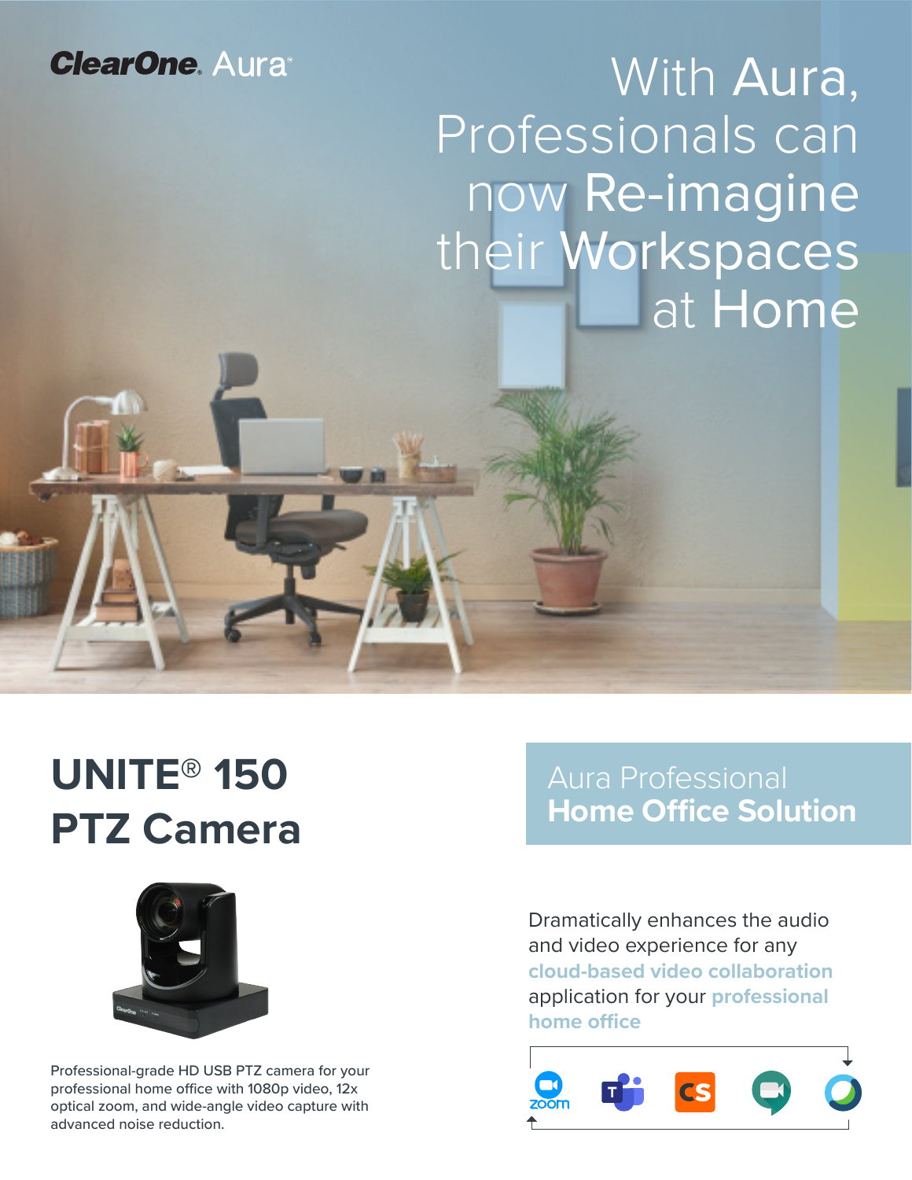ClearOne Aura™

# With Aura, Professionals can now Re-imagine their Workspaces at Home

## UNITE® 150 PTZ Camera

Professional-grade HD USB PTZ camera for your professional home office with 1080p video, 12x optical zoom, and wide-angle video capture with advanced noise reduction.

## Aura Professional **Home Office Solution**

Dramatically enhances the audio and video experience for any **cloud-based video collaboration** application for your **professional home office**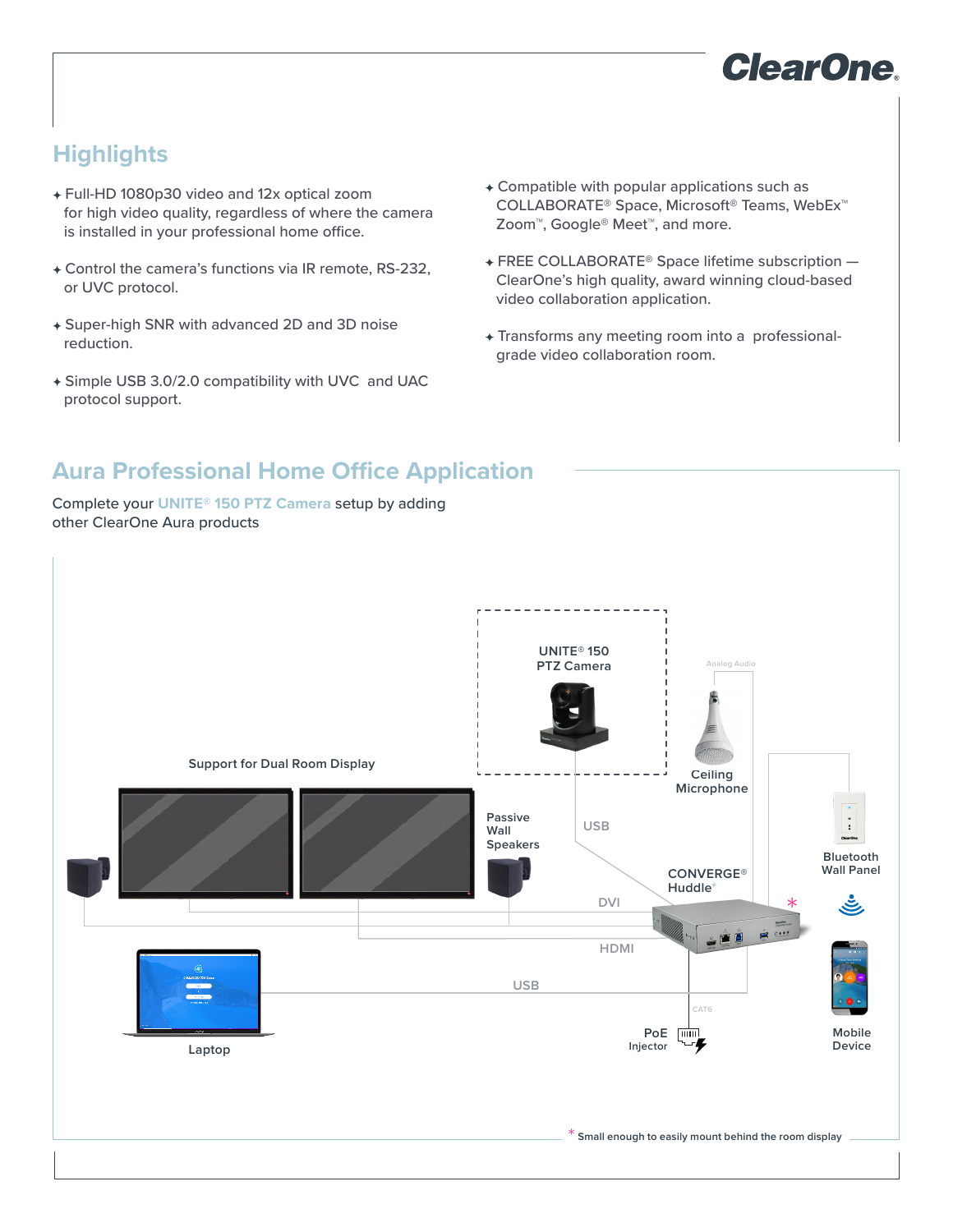# Highlights

- Full-HD 1080p30 video and 12x optical zoom for high video quality, regardless of where the camera is installed in your professional home office.
- Control the camera's functions via IR remote, RS-232, or UVC protocol.
- Super-high SNR with advanced 2D and 3D noise reduction.
- Simple USB 3.0/2.0 compatibility with UVC and UAC protocol support.
- Compatible with popular applications such as COLLABORATE® Space, Microsoft® Teams, WebEx™ Zoom™, Google® Meet™, and more.
- FREE COLLABORATE® Space lifetime subscription — ClearOne's high quality, award winning cloud-based video collaboration application.
- Transforms any meeting room into a professional-grade video collaboration room.

# Aura Professional Home Office Application

Complete your **UNITE® 150 PTZ Camera** setup by adding other ClearOne Aura products

UNITE® 150 PTZ Camera

Analog Audio

Ceiling Microphone

Support for Dual Room Display

Passive Wall Speakers

USB

Bluetooth Wall Panel

CONVERGE® Huddle*

DVI

HDMI

USB

Laptop

CAT6

PoE Injector

Mobile Device

\* Small enough to easily mount behind the room display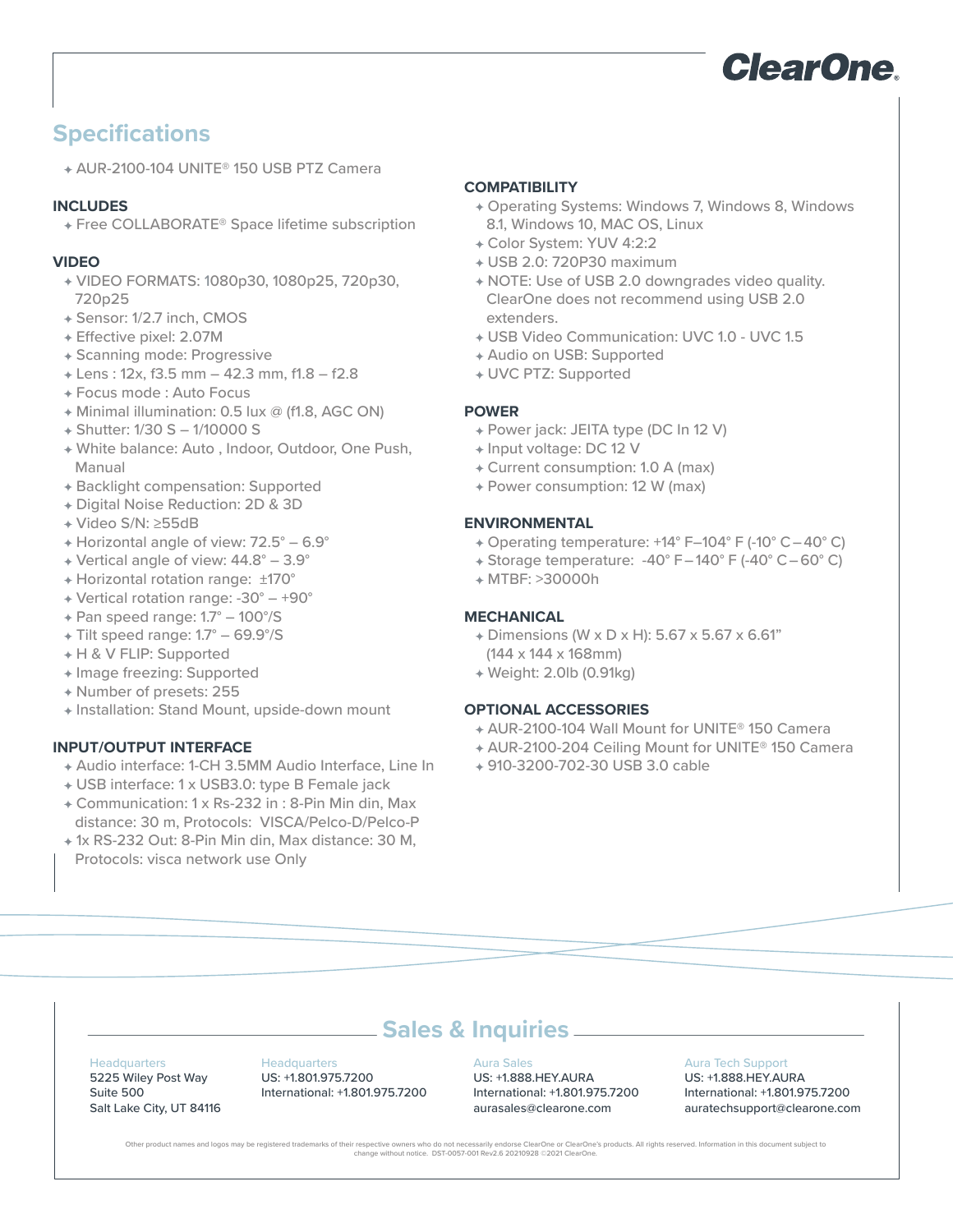# Specifications

- AUR-2100-104 UNITE® 150 USB PTZ Camera

### INCLUDES

- Free COLLABORATE® Space lifetime subscription

### VIDEO

- VIDEO FORMATS: 1080p30, 1080p25, 720p30, 720p25
- Sensor: 1/2.7 inch, CMOS
- Effective pixel: 2.07M
- Scanning mode: Progressive
- Lens : 12x, f3.5 mm – 42.3 mm, f1.8 – f2.8
- Focus mode : Auto Focus
- Minimal illumination: 0.5 lux @ (f1.8, AGC ON)
- Shutter: 1/30 S – 1/10000 S
- White balance: Auto , Indoor, Outdoor, One Push, Manual
- Backlight compensation: Supported
- Digital Noise Reduction: 2D & 3D
- Video S/N: ≥55dB
- Horizontal angle of view: 72.5° – 6.9°
- Vertical angle of view: 44.8° – 3.9°
- Horizontal rotation range: ±170°
- Vertical rotation range: -30° – +90°
- Pan speed range: 1.7° – 100°/S
- Tilt speed range: 1.7° – 69.9°/S
- H & V FLIP: Supported
- Image freezing: Supported
- Number of presets: 255
- Installation: Stand Mount, upside-down mount

### INPUT/OUTPUT INTERFACE

- Audio interface: 1-CH 3.5MM Audio Interface, Line In
- USB interface: 1 x USB3.0: type B Female jack
- Communication: 1 x Rs-232 in : 8-Pin Min din, Max distance: 30 m, Protocols: VISCA/Pelco-D/Pelco-P
- 1x RS-232 Out: 8-Pin Min din, Max distance: 30 M, Protocols: visca network use Only

### COMPATIBILITY

- Operating Systems: Windows 7, Windows 8, Windows 8.1, Windows 10, MAC OS, Linux
- Color System: YUV 4:2:2
- USB 2.0: 720P30 maximum
- NOTE: Use of USB 2.0 downgrades video quality. ClearOne does not recommend using USB 2.0 extenders.
- USB Video Communication: UVC 1.0 - UVC 1.5
- Audio on USB: Supported
- UVC PTZ: Supported

### POWER

- Power jack: JEITA type (DC In 12 V)
- Input voltage: DC 12 V
- Current consumption: 1.0 A (max)
- Power consumption: 12 W (max)

### ENVIRONMENTAL

- Operating temperature: +14° F–104° F (-10° C – 40° C)
- Storage temperature: -40° F – 140° F (-40° C – 60° C)
- MTBF: >30000h

### MECHANICAL

- Dimensions (W x D x H): 5.67 x 5.67 x 6.61" (144 x 144 x 168mm)
- Weight: 2.0lb (0.91kg)

### OPTIONAL ACCESSORIES

- AUR-2100-104 Wall Mount for UNITE® 150 Camera
- AUR-2100-204 Ceiling Mount for UNITE® 150 Camera
- 910-3200-702-30 USB 3.0 cable

## Sales & Inquiries

Headquarters
5225 Wiley Post Way
Suite 500
Salt Lake City, UT 84116

Headquarters
US: +1.801.975.7200
International: +1.801.975.7200

Aura Sales
US: +1.888.HEY.AURA
International: +1.801.975.7200
aurasales@clearone.com

Aura Tech Support
US: +1.888.HEY.AURA
International: +1.801.975.7200
auratechsupport@clearone.com

Other product names and logos may be registered trademarks of their respective owners who do not necessarily endorse ClearOne or ClearOne's products. All rights reserved. Information in this document subject to change without notice. DST-0057-001 Rev2.6 20210928 ©2021 ClearOne.